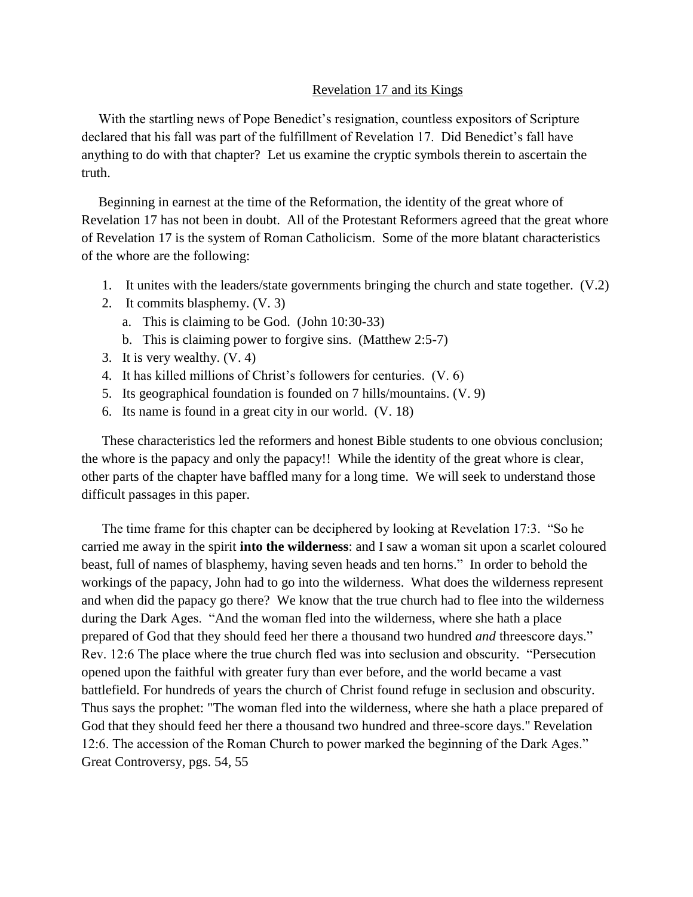# Revelation 17 and its Kings

With the startling news of Pope Benedict's resignation, countless expositors of Scripture declared that his fall was part of the fulfillment of Revelation 17. Did Benedict's fall have anything to do with that chapter? Let us examine the cryptic symbols therein to ascertain the truth.

Beginning in earnest at the time of the Reformation, the identity of the great whore of Revelation 17 has not been in doubt. All of the Protestant Reformers agreed that the great whore of Revelation 17 is the system of Roman Catholicism. Some of the more blatant characteristics of the whore are the following:

1. It unites with the leaders/state governments bringing the church and state together. (V.2)
2. It commits blasphemy. (V. 3)
   a. This is claiming to be God. (John 10:30-33)
   b. This is claiming power to forgive sins. (Matthew 2:5-7)
3. It is very wealthy. (V. 4)
4. It has killed millions of Christ's followers for centuries. (V. 6)
5. Its geographical foundation is founded on 7 hills/mountains. (V. 9)
6. Its name is found in a great city in our world. (V. 18)

These characteristics led the reformers and honest Bible students to one obvious conclusion; the whore is the papacy and only the papacy!! While the identity of the great whore is clear, other parts of the chapter have baffled many for a long time. We will seek to understand those difficult passages in this paper.

The time frame for this chapter can be deciphered by looking at Revelation 17:3. "So he carried me away in the spirit **into the wilderness**: and I saw a woman sit upon a scarlet coloured beast, full of names of blasphemy, having seven heads and ten horns." In order to behold the workings of the papacy, John had to go into the wilderness. What does the wilderness represent and when did the papacy go there? We know that the true church had to flee into the wilderness during the Dark Ages. "And the woman fled into the wilderness, where she hath a place prepared of God that they should feed her there a thousand two hundred *and* threescore days." Rev. 12:6 The place where the true church fled was into seclusion and obscurity. "Persecution opened upon the faithful with greater fury than ever before, and the world became a vast battlefield. For hundreds of years the church of Christ found refuge in seclusion and obscurity. Thus says the prophet: "The woman fled into the wilderness, where she hath a place prepared of God that they should feed her there a thousand two hundred and three-score days." Revelation 12:6. The accession of the Roman Church to power marked the beginning of the Dark Ages." Great Controversy, pgs. 54, 55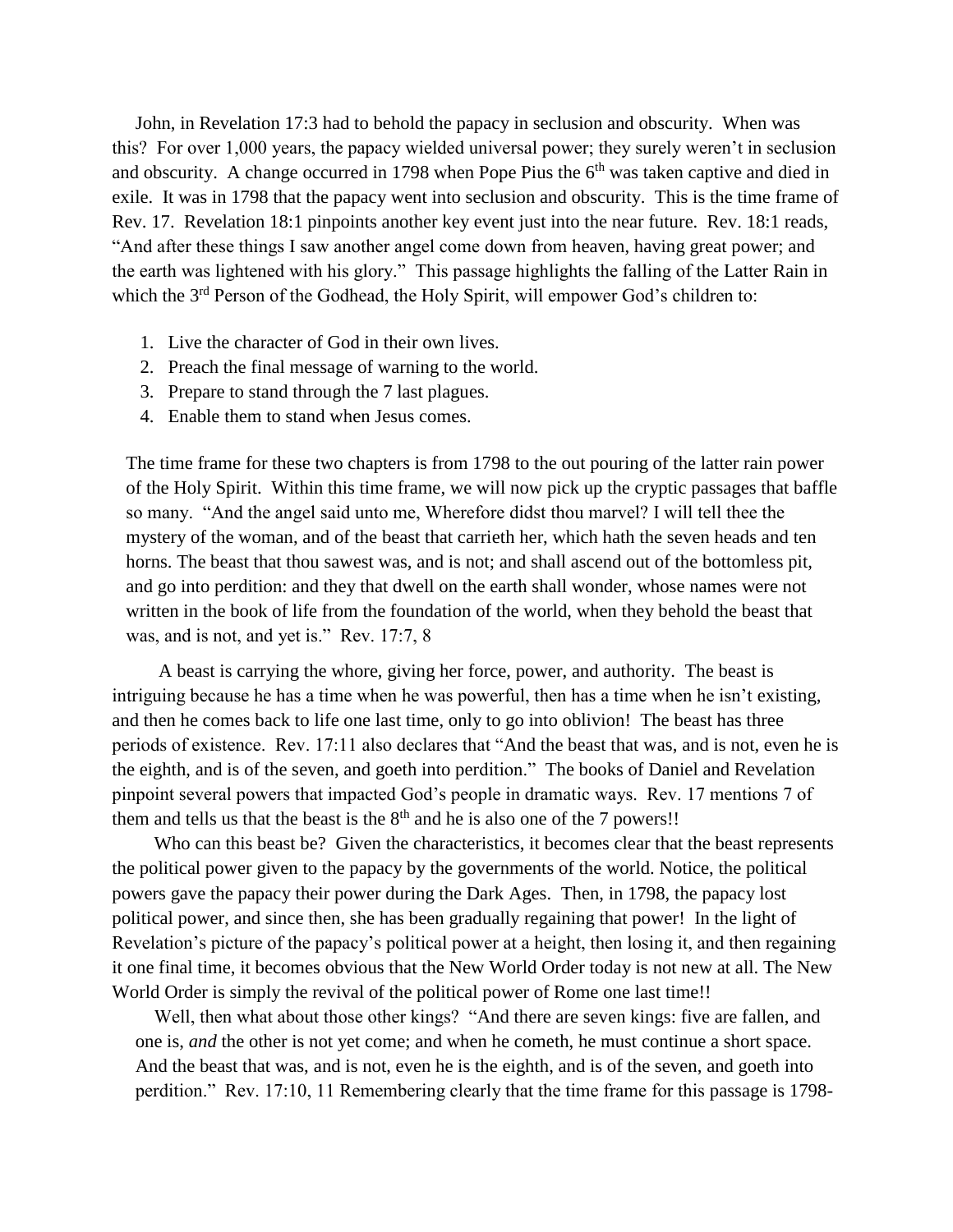John, in Revelation 17:3 had to behold the papacy in seclusion and obscurity. When was this? For over 1,000 years, the papacy wielded universal power; they surely weren't in seclusion and obscurity. A change occurred in 1798 when Pope Pius the 6th was taken captive and died in exile. It was in 1798 that the papacy went into seclusion and obscurity. This is the time frame of Rev. 17. Revelation 18:1 pinpoints another key event just into the near future. Rev. 18:1 reads, "And after these things I saw another angel come down from heaven, having great power; and the earth was lightened with his glory." This passage highlights the falling of the Latter Rain in which the 3rd Person of the Godhead, the Holy Spirit, will empower God's children to:

1. Live the character of God in their own lives.
2. Preach the final message of warning to the world.
3. Prepare to stand through the 7 last plagues.
4. Enable them to stand when Jesus comes.

The time frame for these two chapters is from 1798 to the out pouring of the latter rain power of the Holy Spirit. Within this time frame, we will now pick up the cryptic passages that baffle so many. "And the angel said unto me, Wherefore didst thou marvel? I will tell thee the mystery of the woman, and of the beast that carrieth her, which hath the seven heads and ten horns. The beast that thou sawest was, and is not; and shall ascend out of the bottomless pit, and go into perdition: and they that dwell on the earth shall wonder, whose names were not written in the book of life from the foundation of the world, when they behold the beast that was, and is not, and yet is." Rev. 17:7, 8

A beast is carrying the whore, giving her force, power, and authority. The beast is intriguing because he has a time when he was powerful, then has a time when he isn't existing, and then he comes back to life one last time, only to go into oblivion! The beast has three periods of existence. Rev. 17:11 also declares that "And the beast that was, and is not, even he is the eighth, and is of the seven, and goeth into perdition." The books of Daniel and Revelation pinpoint several powers that impacted God's people in dramatic ways. Rev. 17 mentions 7 of them and tells us that the beast is the 8th and he is also one of the 7 powers!!

Who can this beast be? Given the characteristics, it becomes clear that the beast represents the political power given to the papacy by the governments of the world. Notice, the political powers gave the papacy their power during the Dark Ages. Then, in 1798, the papacy lost political power, and since then, she has been gradually regaining that power! In the light of Revelation's picture of the papacy's political power at a height, then losing it, and then regaining it one final time, it becomes obvious that the New World Order today is not new at all. The New World Order is simply the revival of the political power of Rome one last time!!

Well, then what about those other kings? "And there are seven kings: five are fallen, and one is, *and* the other is not yet come; and when he cometh, he must continue a short space. And the beast that was, and is not, even he is the eighth, and is of the seven, and goeth into perdition." Rev. 17:10, 11 Remembering clearly that the time frame for this passage is 1798-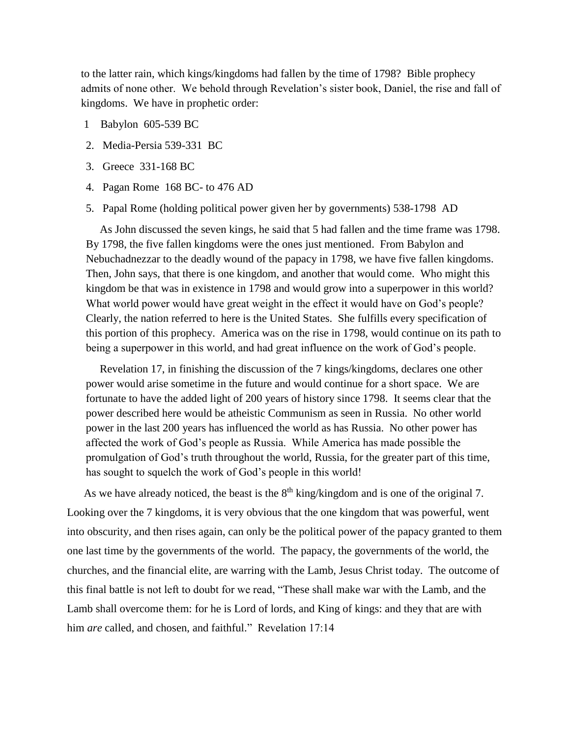to the latter rain, which kings/kingdoms had fallen by the time of 1798? Bible prophecy admits of none other. We behold through Revelation's sister book, Daniel, the rise and fall of kingdoms. We have in prophetic order:

1. Babylon 605-539 BC
2. Media-Persia 539-331 BC
3. Greece 331-168 BC
4. Pagan Rome 168 BC- to 476 AD
5. Papal Rome (holding political power given her by governments) 538-1798 AD

As John discussed the seven kings, he said that 5 had fallen and the time frame was 1798. By 1798, the five fallen kingdoms were the ones just mentioned. From Babylon and Nebuchadnezzar to the deadly wound of the papacy in 1798, we have five fallen kingdoms. Then, John says, that there is one kingdom, and another that would come. Who might this kingdom be that was in existence in 1798 and would grow into a superpower in this world? What world power would have great weight in the effect it would have on God's people? Clearly, the nation referred to here is the United States. She fulfills every specification of this portion of this prophecy. America was on the rise in 1798, would continue on its path to being a superpower in this world, and had great influence on the work of God's people.

Revelation 17, in finishing the discussion of the 7 kings/kingdoms, declares one other power would arise sometime in the future and would continue for a short space. We are fortunate to have the added light of 200 years of history since 1798. It seems clear that the power described here would be atheistic Communism as seen in Russia. No other world power in the last 200 years has influenced the world as has Russia. No other power has affected the work of God's people as Russia. While America has made possible the promulgation of God's truth throughout the world, Russia, for the greater part of this time, has sought to squelch the work of God's people in this world!

As we have already noticed, the beast is the 8th king/kingdom and is one of the original 7. Looking over the 7 kingdoms, it is very obvious that the one kingdom that was powerful, went into obscurity, and then rises again, can only be the political power of the papacy granted to them one last time by the governments of the world. The papacy, the governments of the world, the churches, and the financial elite, are warring with the Lamb, Jesus Christ today. The outcome of this final battle is not left to doubt for we read, "These shall make war with the Lamb, and the Lamb shall overcome them: for he is Lord of lords, and King of kings: and they that are with him *are* called, and chosen, and faithful." Revelation 17:14